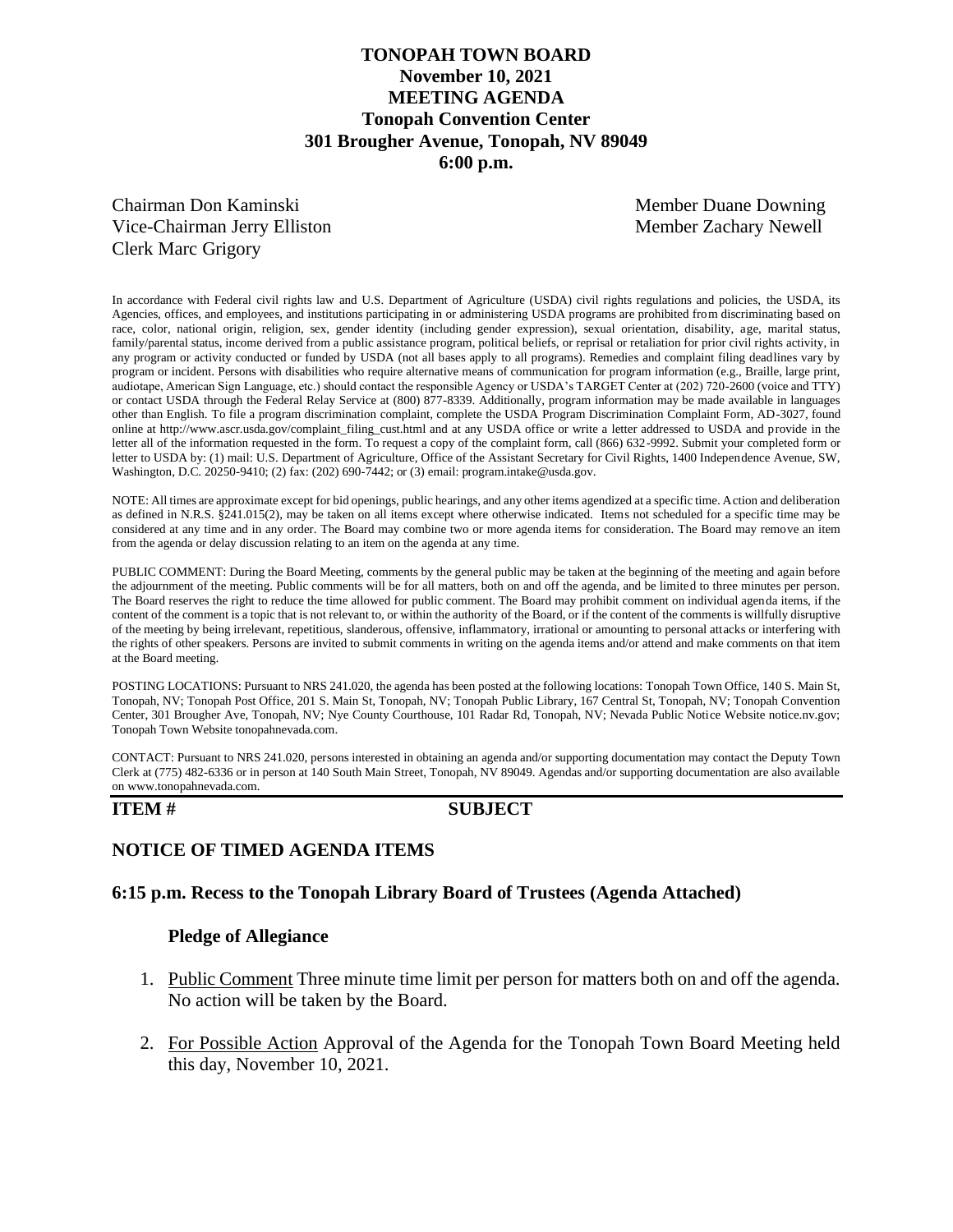# TONOPAH TOWN BOARD
## November 10, 2021
## MEETING AGENDA
## Tonopah Convention Center
## 301 Brougher Avenue, Tonopah, NV 89049
## 6:00 p.m.

Chairman Don Kaminski
Vice-Chairman Jerry Elliston
Clerk Marc Grigory
Member Duane Downing
Member Zachary Newell

In accordance with Federal civil rights law and U.S. Department of Agriculture (USDA) civil rights regulations and policies, the USDA, its Agencies, offices, and employees, and institutions participating in or administering USDA programs are prohibited from discriminating based on race, color, national origin, religion, sex, gender identity (including gender expression), sexual orientation, disability, age, marital status, family/parental status, income derived from a public assistance program, political beliefs, or reprisal or retaliation for prior civil rights activity, in any program or activity conducted or funded by USDA (not all bases apply to all programs). Remedies and complaint filing deadlines vary by program or incident. Persons with disabilities who require alternative means of communication for program information (e.g., Braille, large print, audiotape, American Sign Language, etc.) should contact the responsible Agency or USDA's TARGET Center at (202) 720-2600 (voice and TTY) or contact USDA through the Federal Relay Service at (800) 877-8339. Additionally, program information may be made available in languages other than English. To file a program discrimination complaint, complete the USDA Program Discrimination Complaint Form, AD-3027, found online at http://www.ascr.usda.gov/complaint_filing_cust.html and at any USDA office or write a letter addressed to USDA and provide in the letter all of the information requested in the form. To request a copy of the complaint form, call (866) 632-9992. Submit your completed form or letter to USDA by: (1) mail: U.S. Department of Agriculture, Office of the Assistant Secretary for Civil Rights, 1400 Independence Avenue, SW, Washington, D.C. 20250-9410; (2) fax: (202) 690-7442; or (3) email: program.intake@usda.gov.

NOTE: All times are approximate except for bid openings, public hearings, and any other items agendized at a specific time. Action and deliberation as defined in N.R.S. §241.015(2), may be taken on all items except where otherwise indicated. Items not scheduled for a specific time may be considered at any time and in any order. The Board may combine two or more agenda items for consideration. The Board may remove an item from the agenda or delay discussion relating to an item on the agenda at any time.

PUBLIC COMMENT: During the Board Meeting, comments by the general public may be taken at the beginning of the meeting and again before the adjournment of the meeting. Public comments will be for all matters, both on and off the agenda, and be limited to three minutes per person. The Board reserves the right to reduce the time allowed for public comment. The Board may prohibit comment on individual agenda items, if the content of the comment is a topic that is not relevant to, or within the authority of the Board, or if the content of the comments is willfully disruptive of the meeting by being irrelevant, repetitious, slanderous, offensive, inflammatory, irrational or amounting to personal attacks or interfering with the rights of other speakers. Persons are invited to submit comments in writing on the agenda items and/or attend and make comments on that item at the Board meeting.

POSTING LOCATIONS: Pursuant to NRS 241.020, the agenda has been posted at the following locations: Tonopah Town Office, 140 S. Main St, Tonopah, NV; Tonopah Post Office, 201 S. Main St, Tonopah, NV; Tonopah Public Library, 167 Central St, Tonopah, NV; Tonopah Convention Center, 301 Brougher Ave, Tonopah, NV; Nye County Courthouse, 101 Radar Rd, Tonopah, NV; Nevada Public Notice Website notice.nv.gov; Tonopah Town Website tonopahnevada.com.

CONTACT: Pursuant to NRS 241.020, persons interested in obtaining an agenda and/or supporting documentation may contact the Deputy Town Clerk at (775) 482-6336 or in person at 140 South Main Street, Tonopah, NV 89049. Agendas and/or supporting documentation are also available on www.tonopahnevada.com.

**ITEM #** **SUBJECT**

## NOTICE OF TIMED AGENDA ITEMS

### 6:15 p.m. Recess to the Tonopah Library Board of Trustees (Agenda Attached)

**Pledge of Allegiance**

1. Public Comment Three minute time limit per person for matters both on and off the agenda. No action will be taken by the Board.

2. For Possible Action Approval of the Agenda for the Tonopah Town Board Meeting held this day, November 10, 2021.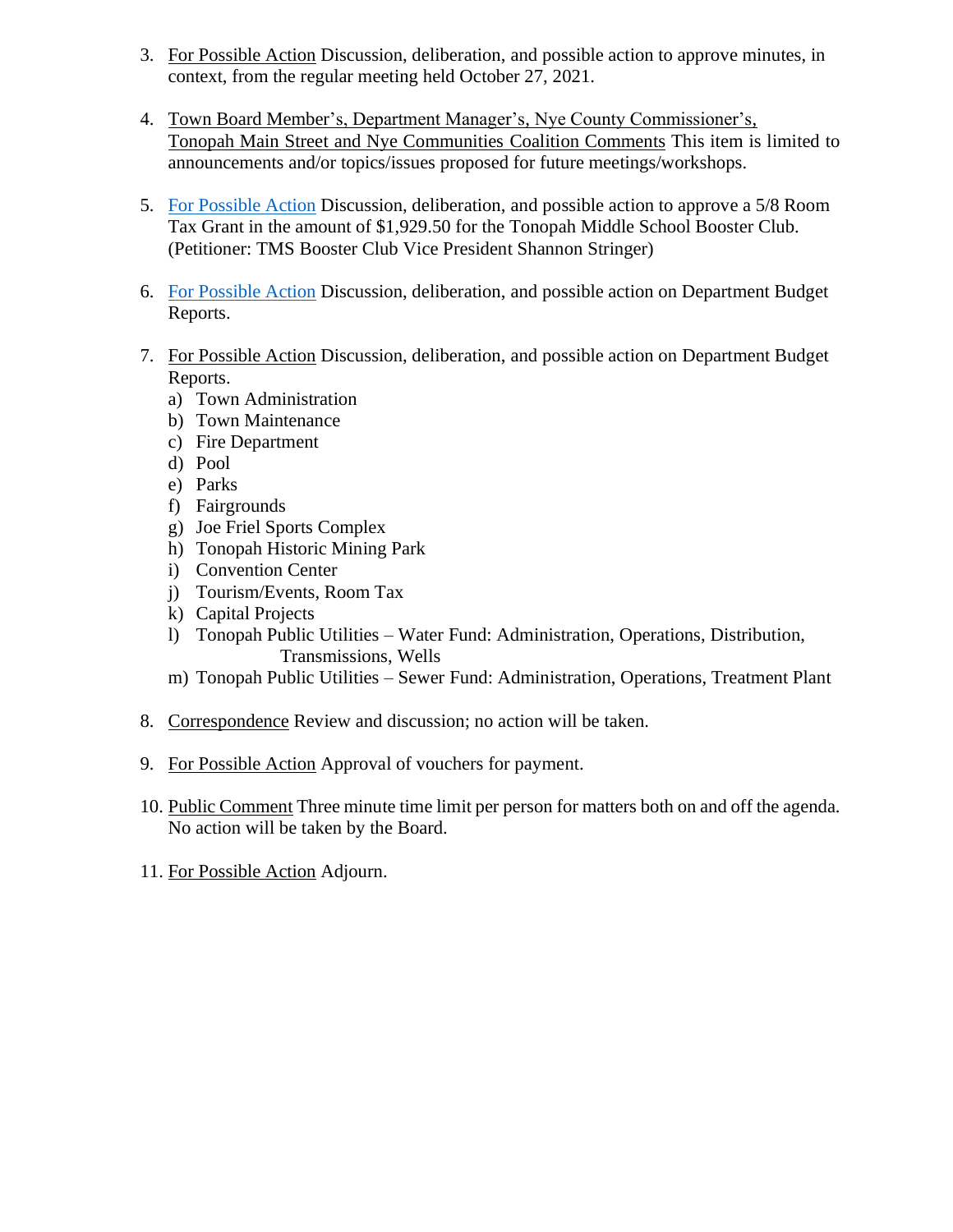3. For Possible Action Discussion, deliberation, and possible action to approve minutes, in context, from the regular meeting held October 27, 2021.

4. Town Board Member's, Department Manager's, Nye County Commissioner's, Tonopah Main Street and Nye Communities Coalition Comments This item is limited to announcements and/or topics/issues proposed for future meetings/workshops.

5. For Possible Action Discussion, deliberation, and possible action to approve a 5/8 Room Tax Grant in the amount of $1,929.50 for the Tonopah Middle School Booster Club. (Petitioner: TMS Booster Club Vice President Shannon Stringer)

6. For Possible Action Discussion, deliberation, and possible action on Department Budget Reports.

7. For Possible Action Discussion, deliberation, and possible action on Department Budget Reports.
   a) Town Administration
   b) Town Maintenance
   c) Fire Department
   d) Pool
   e) Parks
   f) Fairgrounds
   g) Joe Friel Sports Complex
   h) Tonopah Historic Mining Park
   i) Convention Center
   j) Tourism/Events, Room Tax
   k) Capital Projects
   l) Tonopah Public Utilities – Water Fund: Administration, Operations, Distribution, Transmissions, Wells
   m) Tonopah Public Utilities – Sewer Fund: Administration, Operations, Treatment Plant

8. Correspondence Review and discussion; no action will be taken.

9. For Possible Action Approval of vouchers for payment.

10. Public Comment Three minute time limit per person for matters both on and off the agenda. No action will be taken by the Board.

11. For Possible Action Adjourn.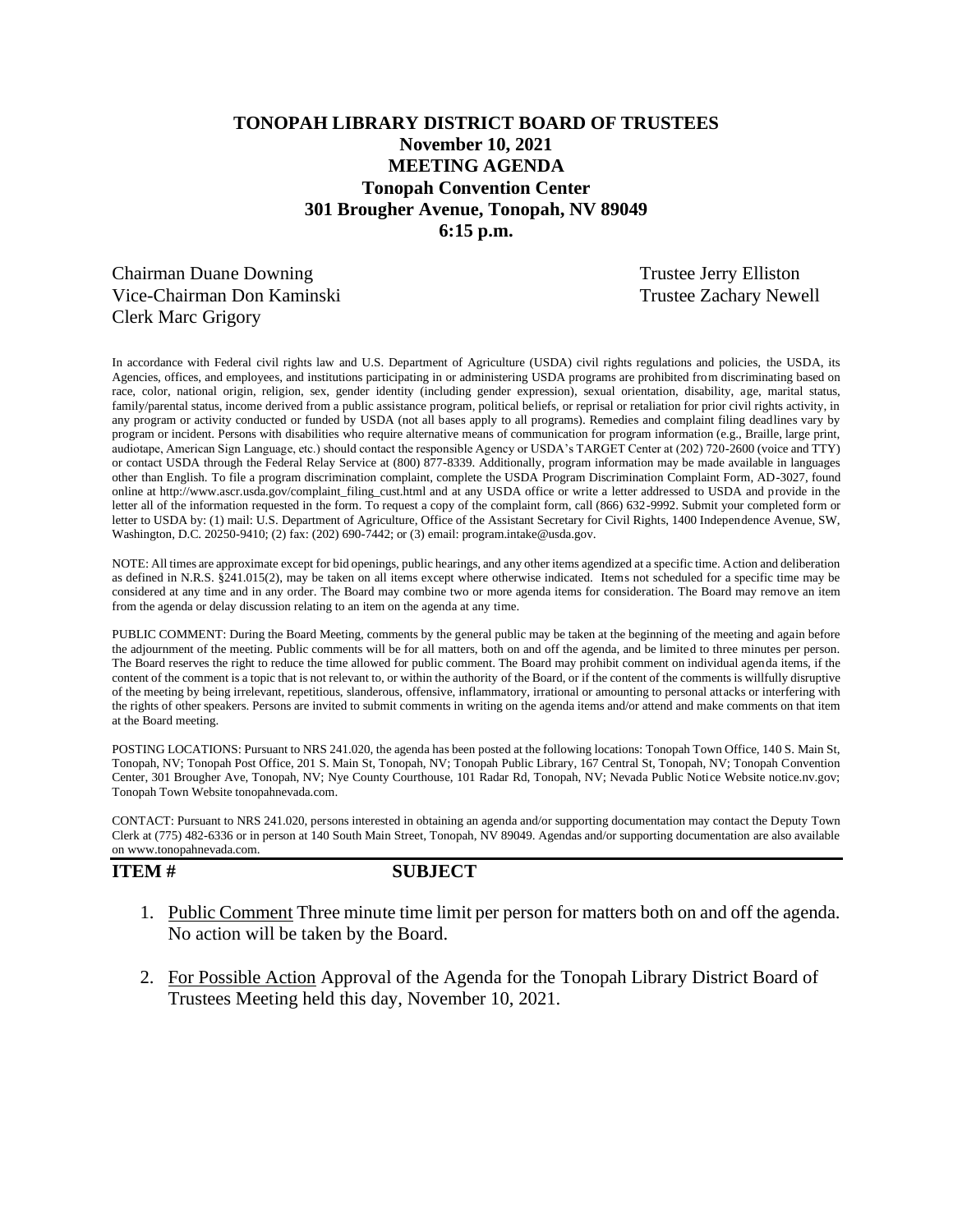# TONOPAH LIBRARY DISTRICT BOARD OF TRUSTEES
## November 10, 2021
## MEETING AGENDA
## Tonopah Convention Center
## 301 Brougher Avenue, Tonopah, NV 89049
## 6:15 p.m.

Chairman Duane Downing
Vice-Chairman Don Kaminski
Clerk Marc Grigory
Trustee Jerry Elliston
Trustee Zachary Newell

In accordance with Federal civil rights law and U.S. Department of Agriculture (USDA) civil rights regulations and policies, the USDA, its Agencies, offices, and employees, and institutions participating in or administering USDA programs are prohibited from discriminating based on race, color, national origin, religion, sex, gender identity (including gender expression), sexual orientation, disability, age, marital status, family/parental status, income derived from a public assistance program, political beliefs, or reprisal or retaliation for prior civil rights activity, in any program or activity conducted or funded by USDA (not all bases apply to all programs). Remedies and complaint filing deadlines vary by program or incident. Persons with disabilities who require alternative means of communication for program information (e.g., Braille, large print, audiotape, American Sign Language, etc.) should contact the responsible Agency or USDA's TARGET Center at (202) 720-2600 (voice and TTY) or contact USDA through the Federal Relay Service at (800) 877-8339. Additionally, program information may be made available in languages other than English. To file a program discrimination complaint, complete the USDA Program Discrimination Complaint Form, AD-3027, found online at http://www.ascr.usda.gov/complaint_filing_cust.html and at any USDA office or write a letter addressed to USDA and provide in the letter all of the information requested in the form. To request a copy of the complaint form, call (866) 632-9992. Submit your completed form or letter to USDA by: (1) mail: U.S. Department of Agriculture, Office of the Assistant Secretary for Civil Rights, 1400 Independence Avenue, SW, Washington, D.C. 20250-9410; (2) fax: (202) 690-7442; or (3) email: program.intake@usda.gov.

NOTE: All times are approximate except for bid openings, public hearings, and any other items agendized at a specific time. Action and deliberation as defined in N.R.S. §241.015(2), may be taken on all items except where otherwise indicated. Items not scheduled for a specific time may be considered at any time and in any order. The Board may combine two or more agenda items for consideration. The Board may remove an item from the agenda or delay discussion relating to an item on the agenda at any time.

PUBLIC COMMENT: During the Board Meeting, comments by the general public may be taken at the beginning of the meeting and again before the adjournment of the meeting. Public comments will be for all matters, both on and off the agenda, and be limited to three minutes per person. The Board reserves the right to reduce the time allowed for public comment. The Board may prohibit comment on individual agenda items, if the content of the comment is a topic that is not relevant to, or within the authority of the Board, or if the content of the comments is willfully disruptive of the meeting by being irrelevant, repetitious, slanderous, offensive, inflammatory, irrational or amounting to personal attacks or interfering with the rights of other speakers. Persons are invited to submit comments in writing on the agenda items and/or attend and make comments on that item at the Board meeting.

POSTING LOCATIONS: Pursuant to NRS 241.020, the agenda has been posted at the following locations: Tonopah Town Office, 140 S. Main St, Tonopah, NV; Tonopah Post Office, 201 S. Main St, Tonopah, NV; Tonopah Public Library, 167 Central St, Tonopah, NV; Tonopah Convention Center, 301 Brougher Ave, Tonopah, NV; Nye County Courthouse, 101 Radar Rd, Tonopah, NV; Nevada Public Notice Website notice.nv.gov; Tonopah Town Website tonopahnevada.com.

CONTACT: Pursuant to NRS 241.020, persons interested in obtaining an agenda and/or supporting documentation may contact the Deputy Town Clerk at (775) 482-6336 or in person at 140 South Main Street, Tonopah, NV 89049. Agendas and/or supporting documentation are also available on www.tonopahnevada.com.

**ITEM #** **SUBJECT**

1. Public Comment Three minute time limit per person for matters both on and off the agenda. No action will be taken by the Board.

2. For Possible Action Approval of the Agenda for the Tonopah Library District Board of Trustees Meeting held this day, November 10, 2021.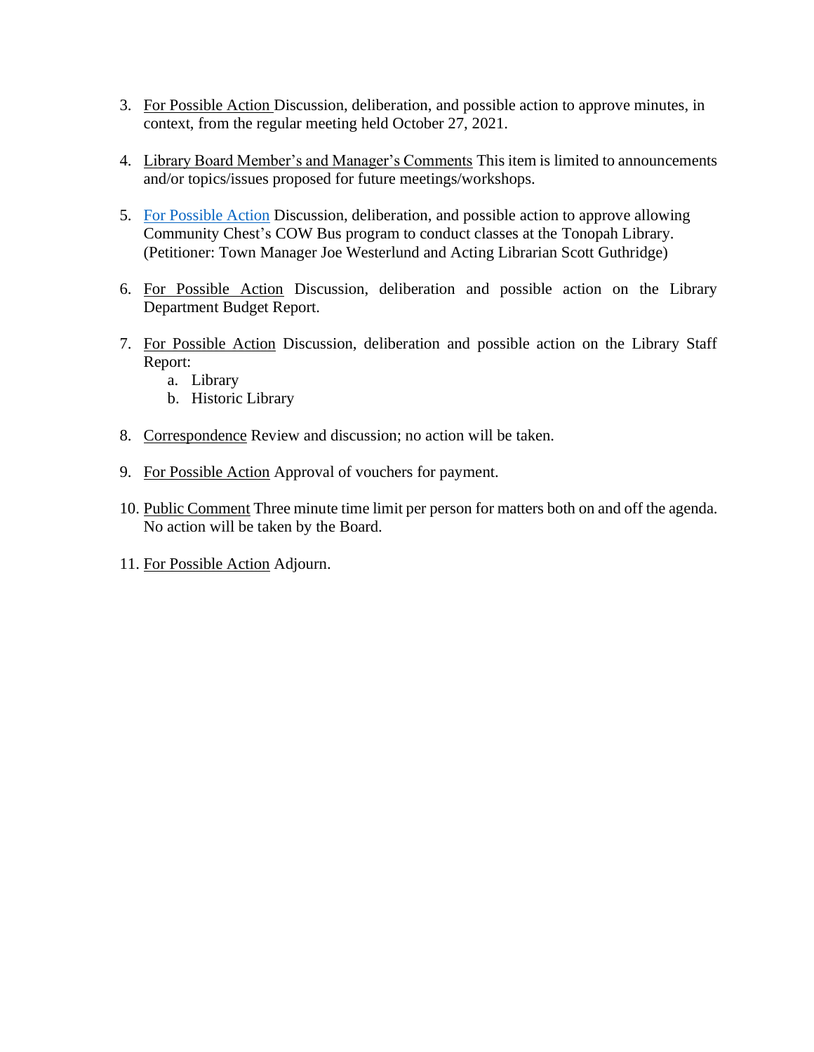3. For Possible Action Discussion, deliberation, and possible action to approve minutes, in context, from the regular meeting held October 27, 2021.

4. Library Board Member's and Manager's Comments This item is limited to announcements and/or topics/issues proposed for future meetings/workshops.

5. For Possible Action Discussion, deliberation, and possible action to approve allowing Community Chest's COW Bus program to conduct classes at the Tonopah Library. (Petitioner: Town Manager Joe Westerlund and Acting Librarian Scott Guthridge)

6. For Possible Action Discussion, deliberation and possible action on the Library Department Budget Report.

7. For Possible Action Discussion, deliberation and possible action on the Library Staff Report:
   a. Library
   b. Historic Library

8. Correspondence Review and discussion; no action will be taken.

9. For Possible Action Approval of vouchers for payment.

10. Public Comment Three minute time limit per person for matters both on and off the agenda. No action will be taken by the Board.

11. For Possible Action Adjourn.